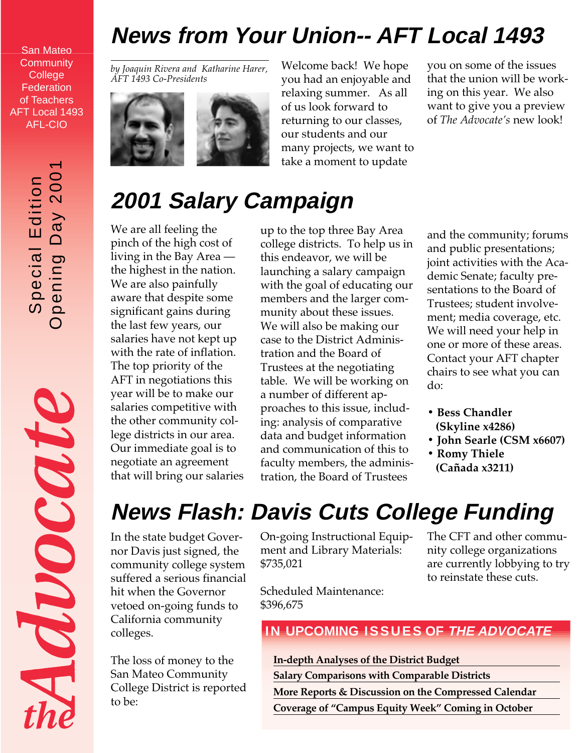San Mateo Community College Federation of Teachers AFT Local 1493 AFL-CIO

Special Edition
Opening Day 2001

*the Advocate*

# News from Your Union-- AFT Local 1493

*by Joaquin Rivera and Katharine Harer, AFT 1493 Co-Presidents*

Welcome back! We hope you had an enjoyable and relaxing summer. As all of us look forward to returning to our classes, our students and our many projects, we want to take a moment to update you on some of the issues that the union will be working on this year. We also want to give you a preview of *The Advocate's* new look!

# 2001 Salary Campaign

We are all feeling the pinch of the high cost of living in the Bay Area — the highest in the nation. We are also painfully aware that despite some significant gains during the last few years, our salaries have not kept up with the rate of inflation. The top priority of the AFT in negotiations this year will be to make our salaries competitive with the other community college districts in our area. Our immediate goal is to negotiate an agreement that will bring our salaries up to the top three Bay Area college districts. To help us in this endeavor, we will be launching a salary campaign with the goal of educating our members and the larger community about these issues. We will also be making our case to the District Administration and the Board of Trustees at the negotiating table. We will be working on a number of different approaches to this issue, including: analysis of comparative data and budget information and communication of this to faculty members, the administration, the Board of Trustees and the community; forums and public presentations; joint activities with the Academic Senate; faculty presentations to the Board of Trustees; student involvement; media coverage, etc. We will need your help in one or more of these areas. Contact your AFT chapter chairs to see what you can do:

- **Bess Chandler (Skyline x4286)**
- **John Searle (CSM x6607)**
- **Romy Thiele (Cañada x3211)**

# News Flash: Davis Cuts College Funding

In the state budget Governor Davis just signed, the community college system suffered a serious financial hit when the Governor vetoed on-going funds to California community colleges.

The loss of money to the San Mateo Community College District is reported to be:

On-going Instructional Equipment and Library Materials: $735,021

Scheduled Maintenance: $396,675

The CFT and other community college organizations are currently lobbying to try to reinstate these cuts.

## IN UPCOMING ISSUES OF *THE ADVOCATE*

**In-depth Analyses of the District Budget**
**Salary Comparisons with Comparable Districts**
**More Reports & Discussion on the Compressed Calendar**
**Coverage of "Campus Equity Week" Coming in October**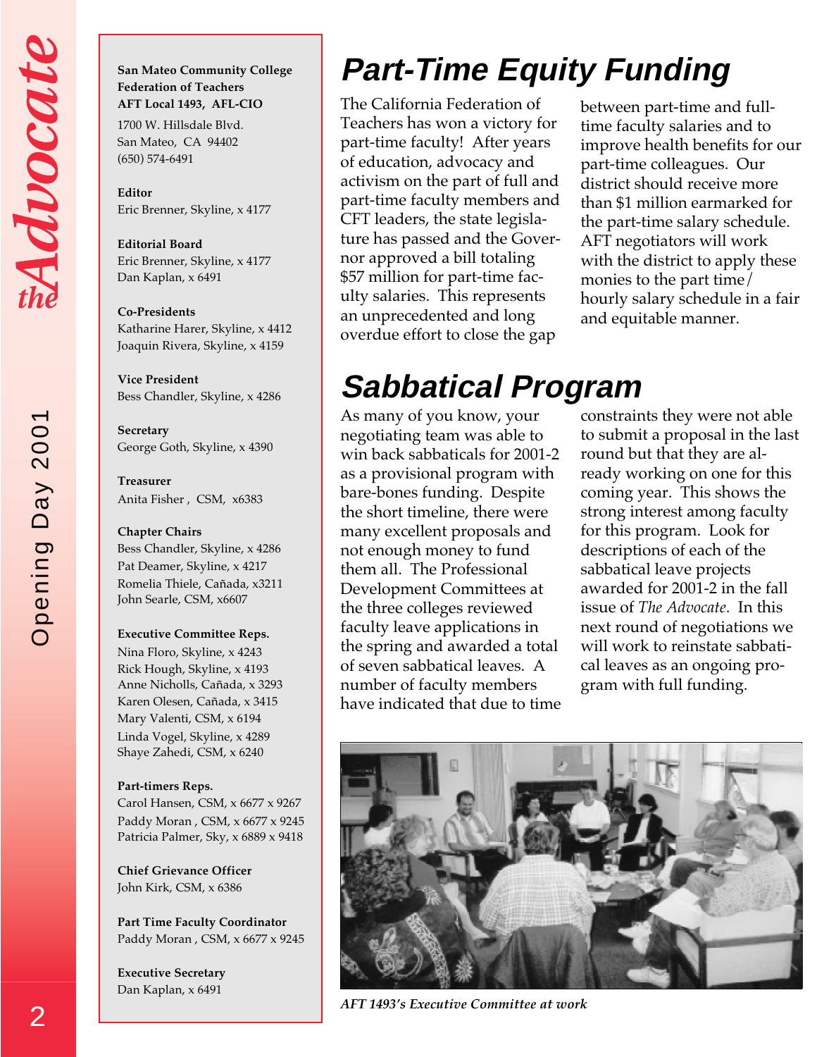**San Mateo Community College Federation of Teachers**
**AFT Local 1493, AFL-CIO**
1700 W. Hillsdale Blvd.
San Mateo, CA 94402
(650) 574-6491

**Editor**
Eric Brenner, Skyline, x 4177

**Editorial Board**
Eric Brenner, Skyline, x 4177
Dan Kaplan, x 6491

**Co-Presidents**
Katharine Harer, Skyline, x 4412
Joaquin Rivera, Skyline, x 4159

**Vice President**
Bess Chandler, Skyline, x 4286

**Secretary**
George Goth, Skyline, x 4390

**Treasurer**
Anita Fisher , CSM, x6383

**Chapter Chairs**
Bess Chandler, Skyline, x 4286
Pat Deamer, Skyline, x 4217
Romelia Thiele, Cañada, x3211
John Searle, CSM, x6607

**Executive Committee Reps.**
Nina Floro, Skyline, x 4243
Rick Hough, Skyline, x 4193
Anne Nicholls, Cañada, x 3293
Karen Olesen, Cañada, x 3415
Mary Valenti, CSM, x 6194
Linda Vogel, Skyline, x 4289
Shaye Zahedi, CSM, x 6240

**Part-timers Reps.**
Carol Hansen, CSM, x 6677 x 9267
Paddy Moran , CSM, x 6677 x 9245
Patricia Palmer, Sky, x 6889 x 9418

**Chief Grievance Officer**
John Kirk, CSM, x 6386

**Part Time Faculty Coordinator**
Paddy Moran , CSM, x 6677 x 9245

**Executive Secretary**
Dan Kaplan, x 6491

# Part-Time Equity Funding

The California Federation of Teachers has won a victory for part-time faculty! After years of education, advocacy and activism on the part of full and part-time faculty members and CFT leaders, the state legislature has passed and the Governor approved a bill totaling $57 million for part-time faculty salaries. This represents an unprecedented and long overdue effort to close the gap between part-time and full-time faculty salaries and to improve health benefits for our part-time colleagues. Our district should receive more than $1 million earmarked for the part-time salary schedule. AFT negotiators will work with the district to apply these monies to the part time/ hourly salary schedule in a fair and equitable manner.

# Sabbatical Program

As many of you know, your negotiating team was able to win back sabbaticals for 2001-2 as a provisional program with bare-bones funding. Despite the short timeline, there were many excellent proposals and not enough money to fund them all. The Professional Development Committees at the three colleges reviewed faculty leave applications in the spring and awarded a total of seven sabbatical leaves. A number of faculty members have indicated that due to time constraints they were not able to submit a proposal in the last round but that they are already working on one for this coming year. This shows the strong interest among faculty for this program. Look for descriptions of each of the sabbatical leave projects awarded for 2001-2 in the fall issue of *The Advocate*. In this next round of negotiations we will work to reinstate sabbatical leaves as an ongoing program with full funding.

*AFT 1493's Executive Committee at work*